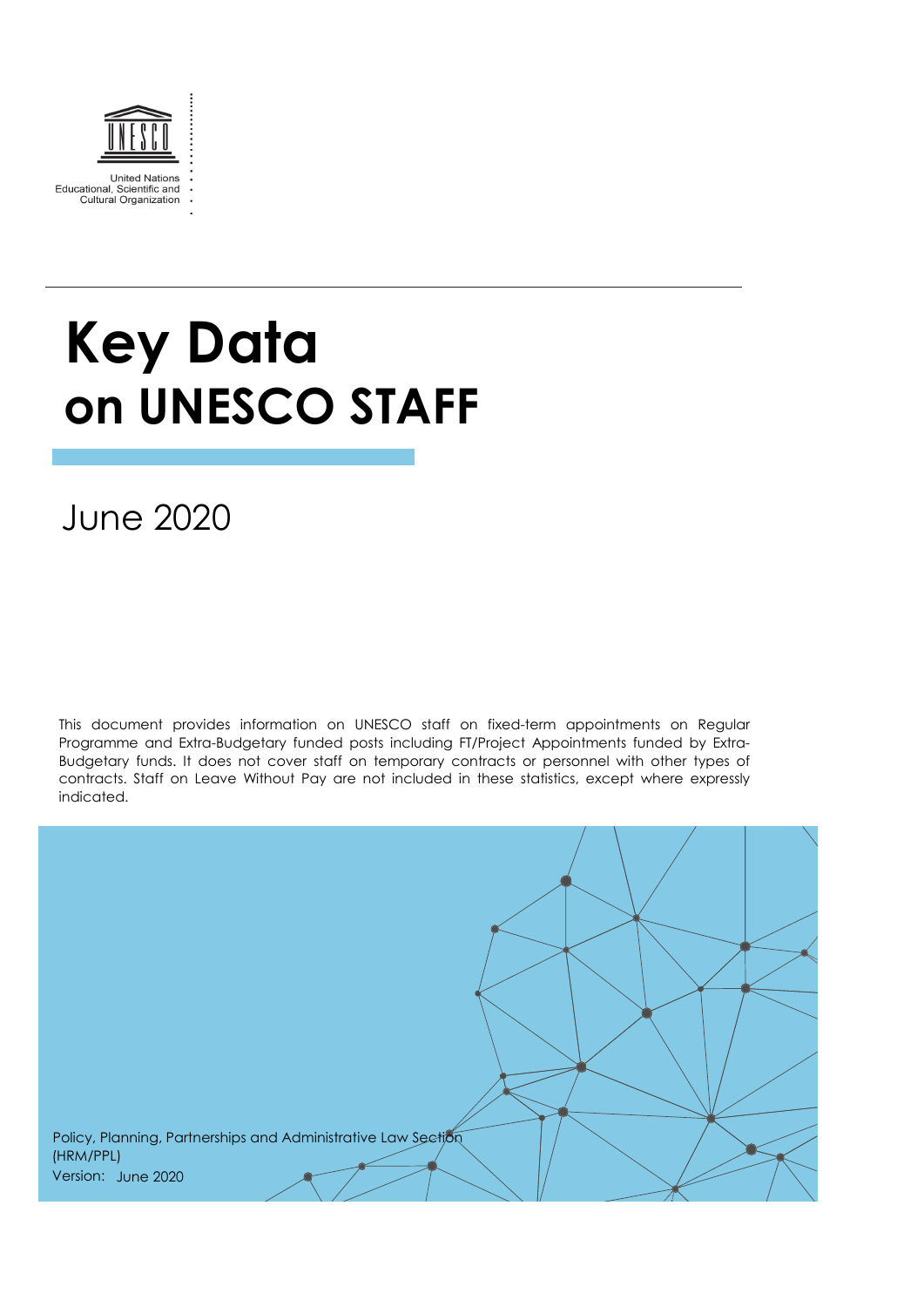United Nations
Educational, Scientific and
Cultural Organization

# Key Data on UNESCO STAFF

June 2020

This document provides information on UNESCO staff on fixed-term appointments on Regular Programme and Extra-Budgetary funded posts including FT/Project Appointments funded by Extra-Budgetary funds. It does not cover staff on temporary contracts or personnel with other types of contracts. Staff on Leave Without Pay are not included in these statistics, except where expressly indicated.

Policy, Planning, Partnerships and Administrative Law Section (HRM/PPL)
Version: June 2020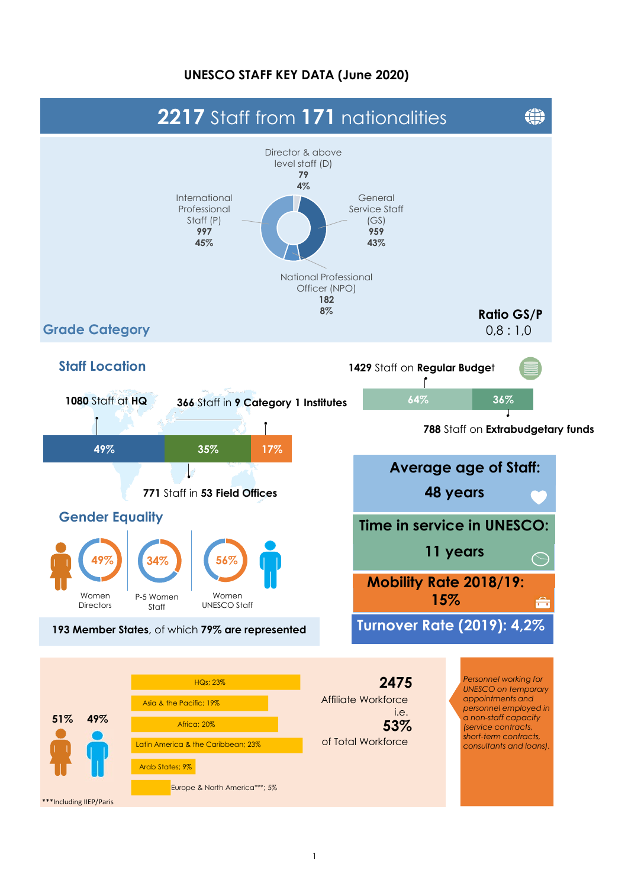# UNESCO STAFF KEY DATA (June 2020)

## 2217 Staff from 171 nationalities

### Grade Category

| Category | Staff | % |
|---|---|---|
| Director & above level staff (D) | 79 | 4% |
| General Service Staff (GS) | 959 | 43% |
| National Professional Officer (NPO) | 182 | 8% |
| International Professional Staff (P) | 997 | 45% |

**Ratio GS/P**
0,8 : 1,0

### Staff Location

**1080** Staff at **HQ** — 49%

**771** Staff in **53 Field Offices** — 35%

**366** Staff in **9 Category 1 Institutes** — 17%

**1429** Staff on **Regular Budget** — 64%

**788** Staff on **Extrabudgetary funds** — 36%

**Average age of Staff: 48 years**

**Time in service in UNESCO: 11 years**

**Mobility Rate 2018/19: 15%**

**Turnover Rate (2019): 4,2%**

### Gender Equality

- 49% Women Directors
- 34% P-5 Women Staff
- 56% Women UNESCO Staff

**193 Member States**, of which **79% are represented**

51% 49%

| Region | % |
|---|---|
| HQs | 23% |
| Asia & the Pacific | 19% |
| Africa | 20% |
| Latin America & the Caribbean | 23% |
| Arab States | 9% |
| Europe & North America*** | 5% |

***Including IIEP/Paris

**2475**
Affiliate Workforce
i.e.
**53%**
of Total Workforce

*Personnel working for UNESCO on temporary appointments and personnel employed in a non-staff capacity (service contracts, short-term contracts, consultants and loans).*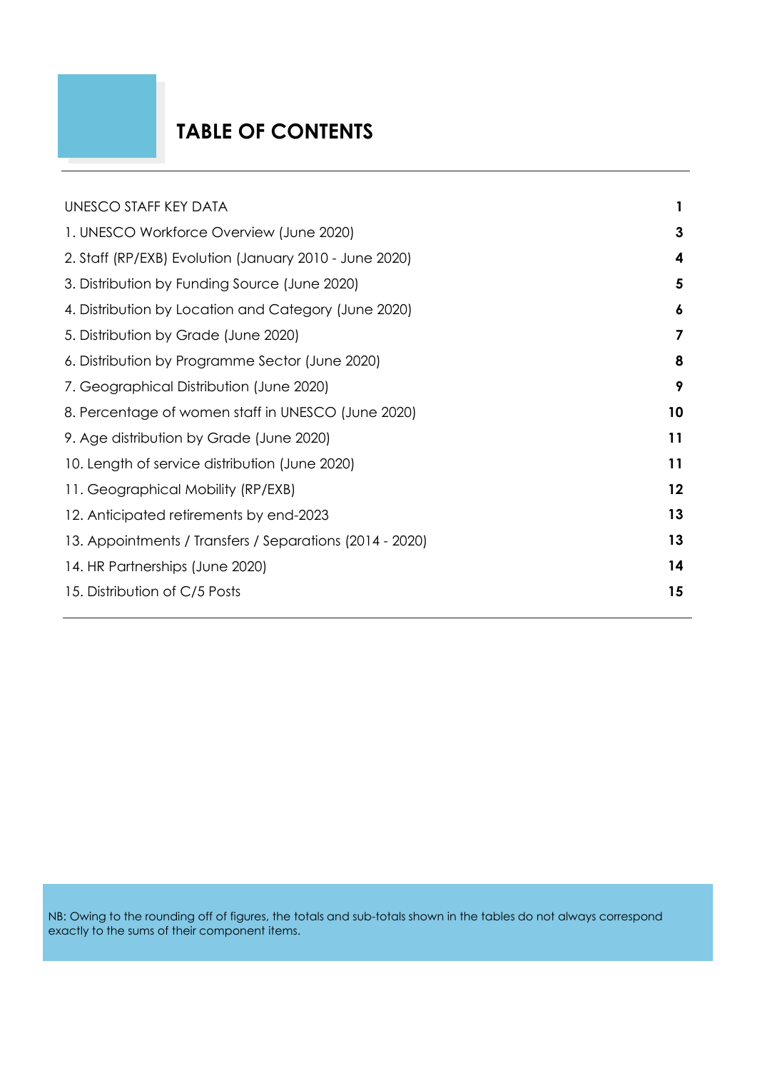# TABLE OF CONTENTS

| | |
|---|---|
| UNESCO STAFF KEY DATA | **1** |
| 1. UNESCO Workforce Overview (June 2020) | **3** |
| 2. Staff (RP/EXB) Evolution (January 2010 - June 2020) | **4** |
| 3. Distribution by Funding Source (June 2020) | **5** |
| 4. Distribution by Location and Category (June 2020) | **6** |
| 5. Distribution by Grade (June 2020) | **7** |
| 6. Distribution by Programme Sector (June 2020) | **8** |
| 7. Geographical Distribution (June 2020) | **9** |
| 8. Percentage of women staff in UNESCO (June 2020) | **10** |
| 9. Age distribution by Grade (June 2020) | **11** |
| 10. Length of service distribution (June 2020) | **11** |
| 11. Geographical Mobility (RP/EXB) | **12** |
| 12. Anticipated retirements by end-2023 | **13** |
| 13. Appointments / Transfers / Separations (2014 - 2020) | **13** |
| 14. HR Partnerships (June 2020) | **14** |
| 15. Distribution of C/5 Posts | **15** |

NB: Owing to the rounding off of figures, the totals and sub-totals shown in the tables do not always correspond exactly to the sums of their component items.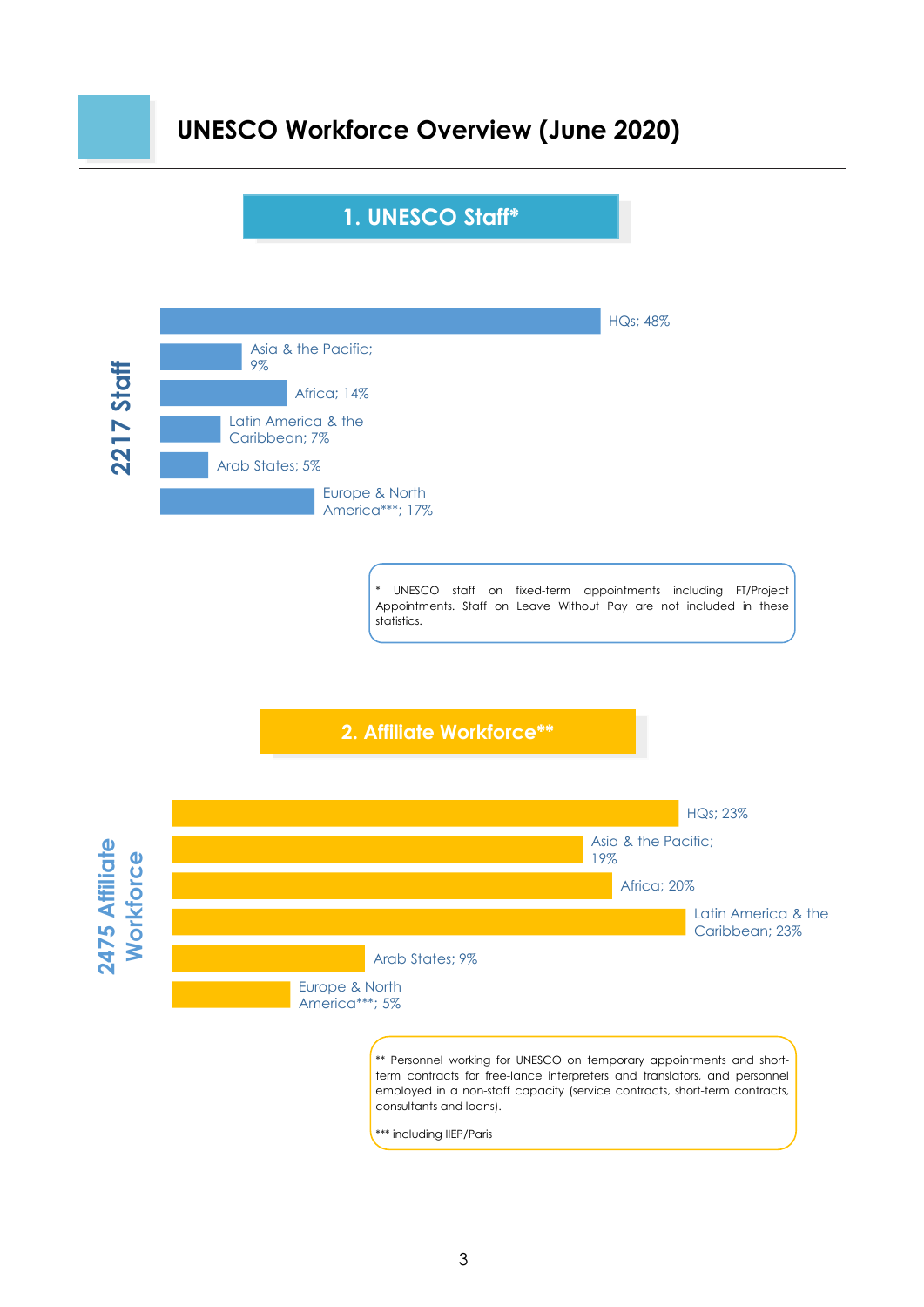# UNESCO Workforce Overview (June 2020)

## 1. UNESCO Staff*

**2217 Staff**

| Region | Share |
|---|---|
| HQs | 48% |
| Asia & the Pacific | 9% |
| Africa | 14% |
| Latin America & the Caribbean | 7% |
| Arab States | 5% |
| Europe & North America*** | 17% |

* UNESCO staff on fixed-term appointments including FT/Project Appointments. Staff on Leave Without Pay are not included in these statistics.

## 2. Affiliate Workforce**

**2475 Affiliate Workforce**

| Region | Share |
|---|---|
| HQs | 23% |
| Asia & the Pacific | 19% |
| Africa | 20% |
| Latin America & the Caribbean | 23% |
| Arab States | 9% |
| Europe & North America*** | 5% |

** Personnel working for UNESCO on temporary appointments and short-term contracts for free-lance interpreters and translators, and personnel employed in a non-staff capacity (service contracts, short-term contracts, consultants and loans).

*** including IIEP/Paris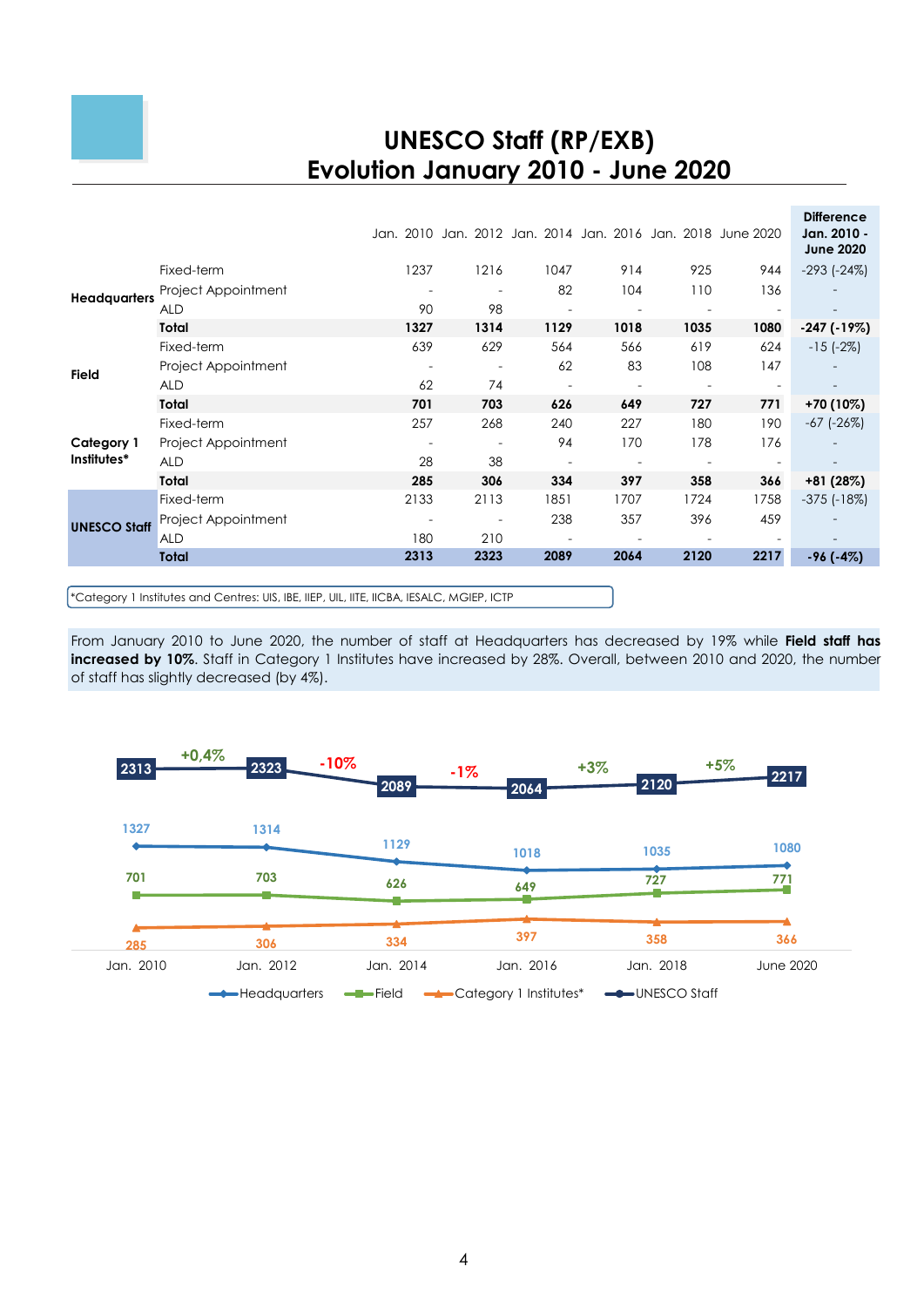# UNESCO Staff (RP/EXB)
# Evolution January 2010 - June 2020

| | | Jan. 2010 | Jan. 2012 | Jan. 2014 | Jan. 2016 | Jan. 2018 | June 2020 | Difference Jan. 2010 - June 2020 |
|---|---|---|---|---|---|---|---|---|
| **Headquarters** | Fixed-term | 1237 | 1216 | 1047 | 914 | 925 | 944 | -293 (-24%) |
| | Project Appointment | - | - | 82 | 104 | 110 | 136 | - |
| | ALD | 90 | 98 | - | - | - | - | - |
| | **Total** | **1327** | **1314** | **1129** | **1018** | **1035** | **1080** | **-247 (-19%)** |
| **Field** | Fixed-term | 639 | 629 | 564 | 566 | 619 | 624 | -15 (-2%) |
| | Project Appointment | - | - | 62 | 83 | 108 | 147 | - |
| | ALD | 62 | 74 | - | - | - | - | - |
| | **Total** | **701** | **703** | **626** | **649** | **727** | **771** | **+70 (10%)** |
| **Category 1 Institutes*** | Fixed-term | 257 | 268 | 240 | 227 | 180 | 190 | -67 (-26%) |
| | Project Appointment | - | - | 94 | 170 | 178 | 176 | - |
| | ALD | 28 | 38 | - | - | - | - | - |
| | **Total** | **285** | **306** | **334** | **397** | **358** | **366** | **+81 (28%)** |
| **UNESCO Staff** | Fixed-term | 2133 | 2113 | 1851 | 1707 | 1724 | 1758 | -375 (-18%) |
| | Project Appointment | - | - | 238 | 357 | 396 | 459 | - |
| | ALD | 180 | 210 | - | - | - | - | - |
| | **Total** | **2313** | **2323** | **2089** | **2064** | **2120** | **2217** | **-96 (-4%)** |

*Category 1 Institutes and Centres: UIS, IBE, IIEP, UIL, IITE, IICBA, IESALC, MGIEP, ICTP

From January 2010 to June 2020, the number of staff at Headquarters has decreased by 19% while **Field staff has increased by 10%.** Staff in Category 1 Institutes have increased by 28%. Overall, between 2010 and 2020, the number of staff has slightly decreased (by 4%).

| | Jan. 2010 | Jan. 2012 | Jan. 2014 | Jan. 2016 | Jan. 2018 | June 2020 |
|---|---|---|---|---|---|---|
| UNESCO Staff | 2313 | 2323 (+0,4%) | 2089 (-10%) | 2064 (-1%) | 2120 (+3%) | 2217 (+5%) |
| Headquarters | 1327 | 1314 | 1129 | 1018 | 1035 | 1080 |
| Field | 701 | 703 | 626 | 649 | 727 | 771 |
| Category 1 Institutes* | 285 | 306 | 334 | 397 | 358 | 366 |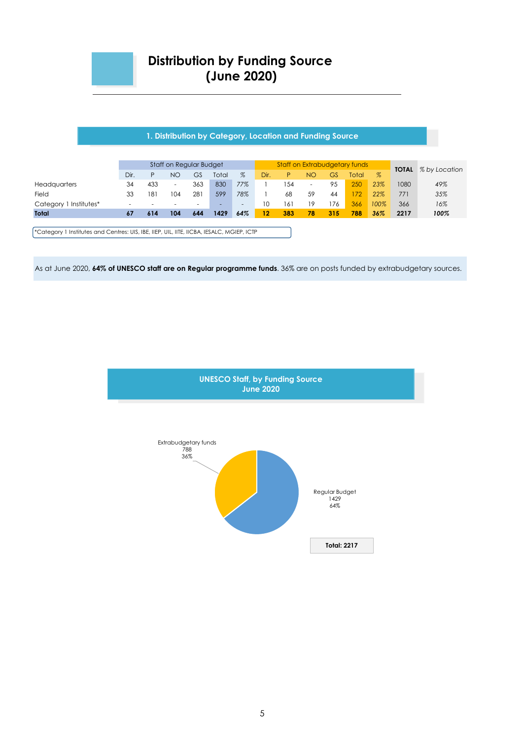# Distribution by Funding Source (June 2020)

## 1. Distribution by Category, Location and Funding Source

| | Staff on Regular Budget | | | | | | Staff on Extrabudgetary funds | | | | | | TOTAL | % by Location |
|---|---|---|---|---|---|---|---|---|---|---|---|---|---|---|
| | Dir. | P | NO | GS | Total | % | Dir. | P | NO | GS | Total | % | | |
| Headquarters | 34 | 433 | - | 363 | 830 | 77% | 1 | 154 | - | 95 | 250 | 23% | 1080 | 49% |
| Field | 33 | 181 | 104 | 281 | 599 | 78% | 1 | 68 | 59 | 44 | 172 | 22% | 771 | 35% |
| Category 1 Institutes* | - | - | - | - | - | - | 10 | 161 | 19 | 176 | 366 | 100% | 366 | 16% |
| **Total** | **67** | **614** | **104** | **644** | **1429** | **64%** | **12** | **383** | **78** | **315** | **788** | **36%** | **2217** | **100%** |

*Category 1 Institutes and Centres: UIS, IBE, IIEP, UIL, IITE, IICBA, IESALC, MGIEP, ICTP

As at June 2020, **64% of UNESCO staff are on Regular programme funds**. 36% are on posts funded by extrabudgetary sources.

## UNESCO Staff, by Funding Source June 2020

Extrabudgetary funds 788 36%

Regular Budget 1429 64%

**Total: 2217**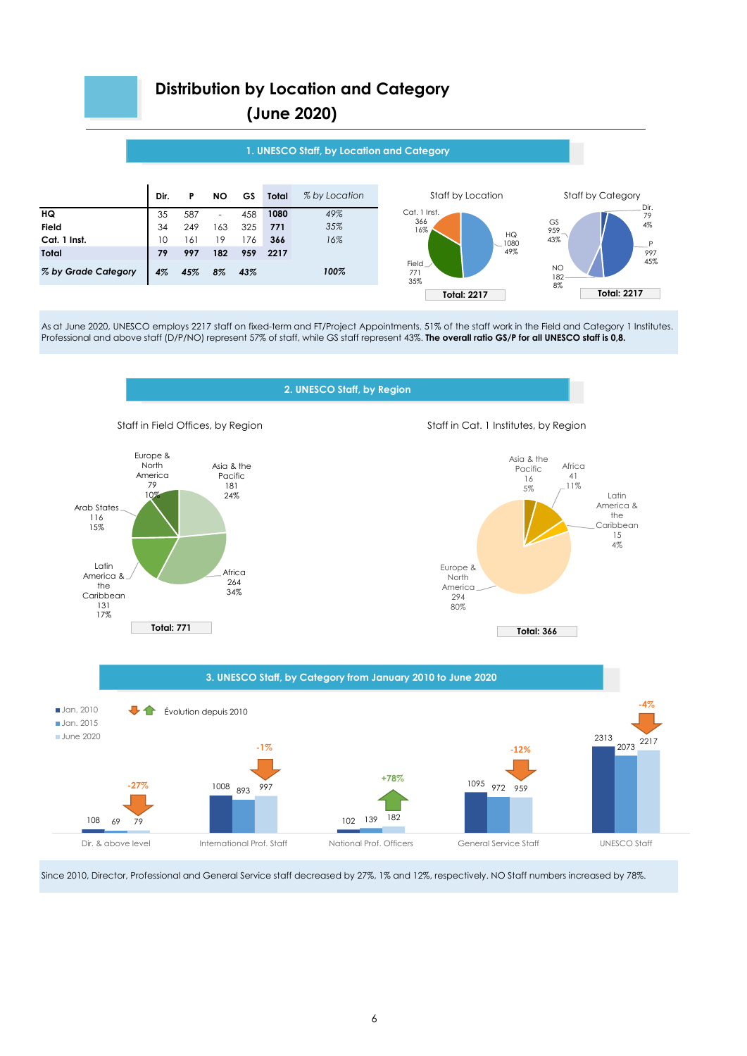# Distribution by Location and Category (June 2020)

## 1. UNESCO Staff, by Location and Category

| | Dir. | P | NO | GS | Total | % by Location |
|---|---|---|---|---|---|---|
| **HQ** | 35 | 587 | - | 458 | **1080** | *49%* |
| **Field** | 34 | 249 | 163 | 325 | **771** | *35%* |
| **Cat. 1 Inst.** | 10 | 161 | 19 | 176 | **366** | *16%* |
| **Total** | **79** | **997** | **182** | **959** | **2217** | |
| ***% by Grade Category*** | *4%* | *45%* | *8%* | *43%* | | ***100%*** |

Staff by Location

HQ 1080 49%; Field 771 35%; Cat. 1 Inst. 366 16%

Total: 2217

Staff by Category

Dir. 79 4%; P 997 45%; NO 182 8%; GS 959 43%

Total: 2217

As at June 2020, UNESCO employs 2217 staff on fixed-term and FT/Project Appointments. 51% of the staff work in the Field and Category 1 Institutes. Professional and above staff (D/P/NO) represent 57% of staff, while GS staff represent 43%. **The overall ratio GS/P for all UNESCO staff is 0,8.**

## 2. UNESCO Staff, by Region

Staff in Field Offices, by Region

Europe & North America 79 10%; Asia & the Pacific 181 24%; Africa 264 34%; Latin America & the Caribbean 131 17%; Arab States 116 15%

Total: 771

Staff in Cat. 1 Institutes, by Region

Asia & the Pacific 16 5%; Africa 41 11%; Latin America & the Caribbean 15 4%; Europe & North America 294 80%

Total: 366

## 3. UNESCO Staff, by Category from January 2010 to June 2020

Évolution depuis 2010

| | Jan. 2010 | Jan. 2015 | June 2020 | Evolution |
|---|---|---|---|---|
| Dir. & above level | 108 | 69 | 79 | -27% |
| International Prof. Staff | 1008 | 893 | 997 | -1% |
| National Prof. Officers | 102 | 139 | 182 | +78% |
| General Service Staff | 1095 | 972 | 959 | -12% |
| UNESCO Staff | 2313 | 2073 | 2217 | -4% |

Since 2010, Director, Professional and General Service staff decreased by 27%, 1% and 12%, respectively. NO Staff numbers increased by 78%.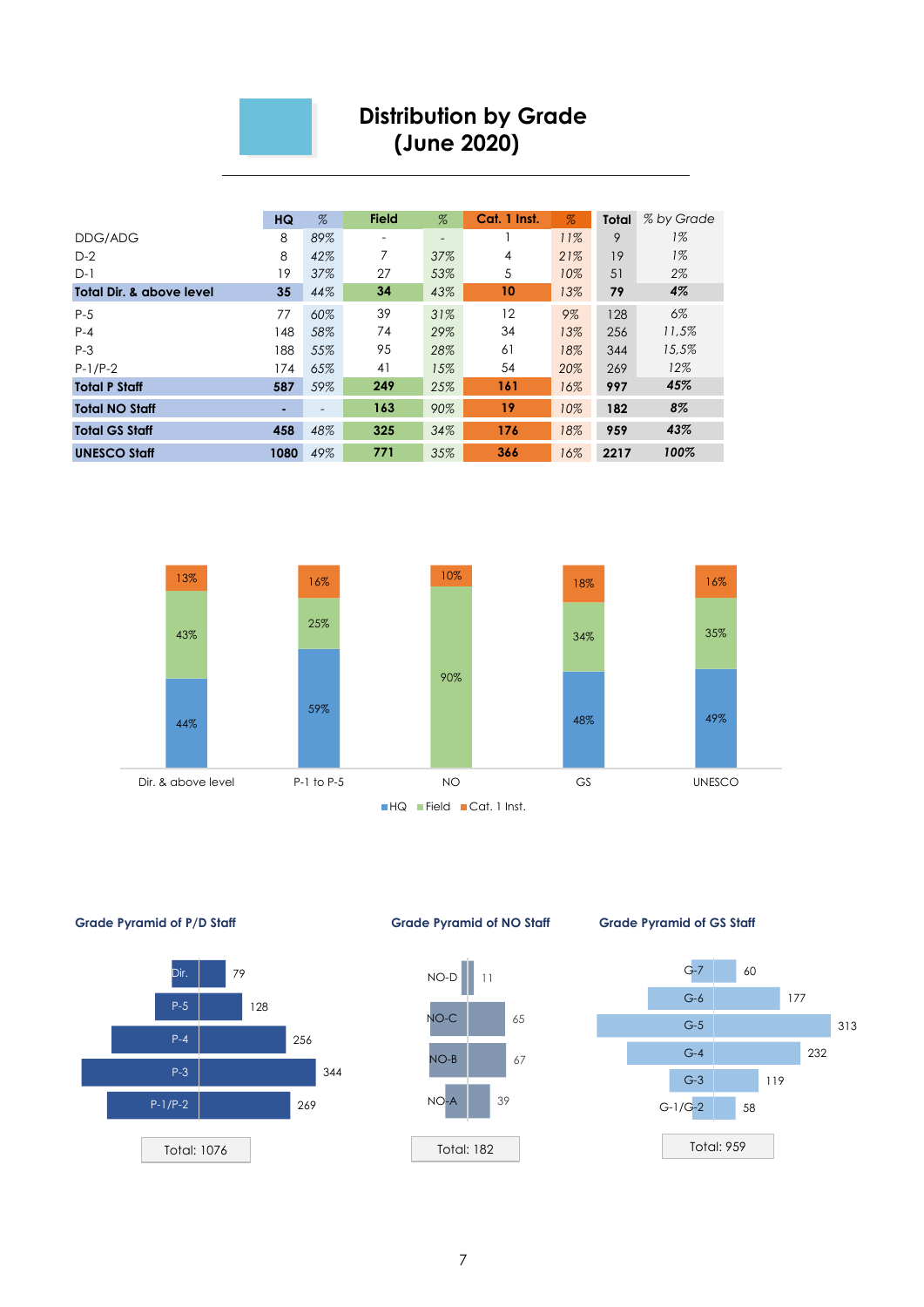# Distribution by Grade (June 2020)

| | HQ | % | Field | % | Cat. 1 Inst. | % | Total | % by Grade |
|---|---|---|---|---|---|---|---|---|
| DDG/ADG | 8 | 89% | - | - | 1 | 11% | 9 | 1% |
| D-2 | 8 | 42% | 7 | 37% | 4 | 21% | 19 | 1% |
| D-1 | 19 | 37% | 27 | 53% | 5 | 10% | 51 | 2% |
| **Total Dir. & above level** | **35** | 44% | **34** | 43% | **10** | 13% | **79** | **4%** |
| P-5 | 77 | 60% | 39 | 31% | 12 | 9% | 128 | 6% |
| P-4 | 148 | 58% | 74 | 29% | 34 | 13% | 256 | 11,5% |
| P-3 | 188 | 55% | 95 | 28% | 61 | 18% | 344 | 15,5% |
| P-1/P-2 | 174 | 65% | 41 | 15% | 54 | 20% | 269 | 12% |
| **Total P Staff** | **587** | 59% | **249** | 25% | **161** | 16% | **997** | **45%** |
| **Total NO Staff** | **-** | - | **163** | 90% | **19** | 10% | **182** | **8%** |
| **Total GS Staff** | **458** | 48% | **325** | 34% | **176** | 18% | **959** | **43%** |
| **UNESCO Staff** | **1080** | 49% | **771** | 35% | **366** | 16% | **2217** | **100%** |

| | HQ | Field | Cat. 1 Inst. |
|---|---|---|---|
| Dir. & above level | 44% | 43% | 13% |
| P-1 to P-5 | 59% | 25% | 16% |
| NO | | 90% | 10% |
| GS | 48% | 34% | 18% |
| UNESCO | 49% | 35% | 16% |

### Grade Pyramid of P/D Staff

| Grade | Staff |
|---|---|
| Dir. | 79 |
| P-5 | 128 |
| P-4 | 256 |
| P-3 | 344 |
| P-1/P-2 | 269 |

Total: 1076

### Grade Pyramid of NO Staff

| Grade | Staff |
|---|---|
| NO-D | 11 |
| NO-C | 65 |
| NO-B | 67 |
| NO-A | 39 |

Total: 182

### Grade Pyramid of GS Staff

| Grade | Staff |
|---|---|
| G-7 | 60 |
| G-6 | 177 |
| G-5 | 313 |
| G-4 | 232 |
| G-3 | 119 |
| G-1/G-2 | 58 |

Total: 959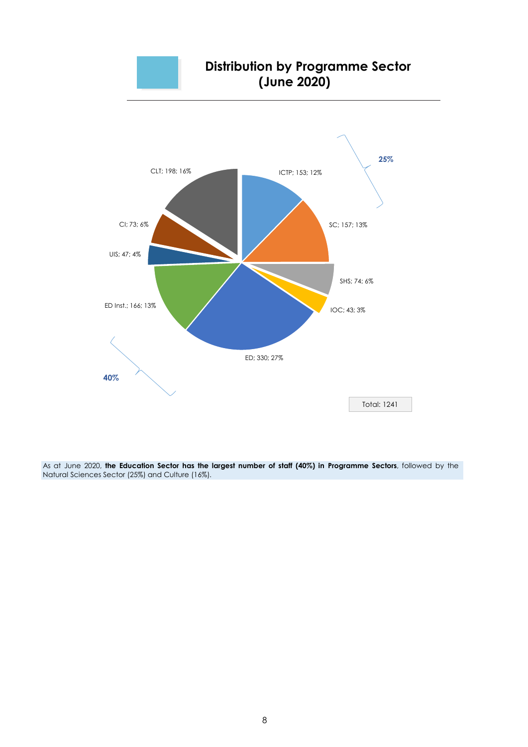## Distribution by Programme Sector (June 2020)

| Sector | Staff | % |
|---|---|---|
| ICTP | 153 | 12% |
| SC | 157 | 13% |
| SHS | 74 | 6% |
| IOC | 43 | 3% |
| ED | 330 | 27% |
| ED Inst. | 166 | 13% |
| UIS | 47 | 4% |
| CI | 73 | 6% |
| CLT | 198 | 16% |

25%

40%

Total: 1241

As at June 2020, **the Education Sector has the largest number of staff (40%) in Programme Sectors**, followed by the Natural Sciences Sector (25%) and Culture (16%).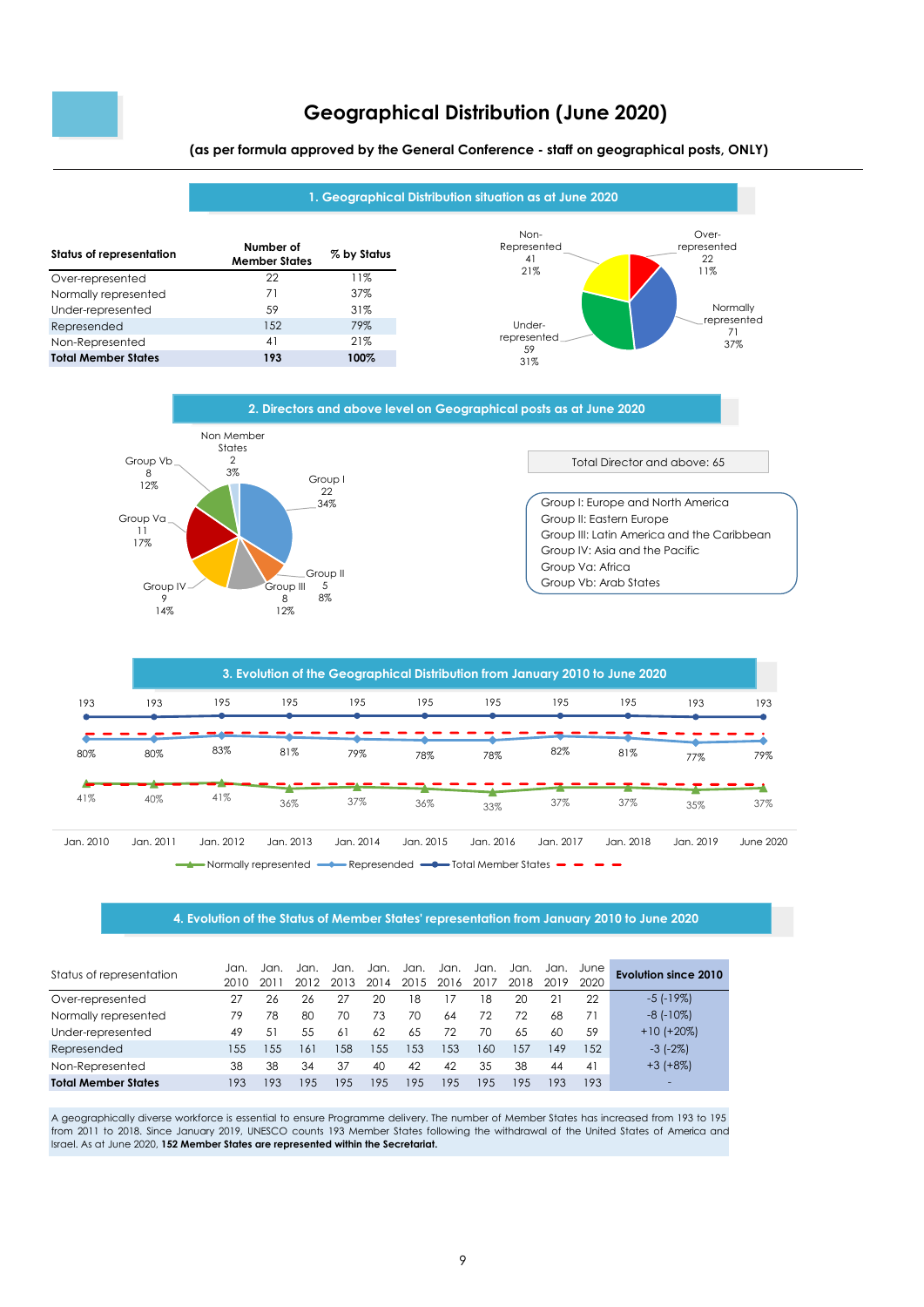# Geographical Distribution (June 2020)

**(as per formula approved by the General Conference - staff on geographical posts, ONLY)**

## 1. Geographical Distribution situation as at June 2020

| Status of representation | Number of Member States | % by Status |
|---|---|---|
| Over-represented | 22 | 11% |
| Normally represented | 71 | 37% |
| Under-represented | 59 | 31% |
| Represented | 152 | 79% |
| Non-Represented | 41 | 21% |
| **Total Member States** | **193** | **100%** |

Non-Represented 41 21%; Over-represented 22 11%; Normally represented 71 37%; Under-represented 59 31%

## 2. Directors and above level on Geographical posts as at June 2020

Non Member States 2 3%; Group I 22 34%; Group II 5 8%; Group III 8 12%; Group IV 9 14%; Group Va 11 17%; Group Vb 8 12%

Total Director and above: 65

Group I: Europe and North America
Group II: Eastern Europe
Group III: Latin America and the Caribbean
Group IV: Asia and the Pacific
Group Va: Africa
Group Vb: Arab States

## 3. Evolution of the Geographical Distribution from January 2010 to June 2020

| | Jan. 2010 | Jan. 2011 | Jan. 2012 | Jan. 2013 | Jan. 2014 | Jan. 2015 | Jan. 2016 | Jan. 2017 | Jan. 2018 | Jan. 2019 | June 2020 |
|---|---|---|---|---|---|---|---|---|---|---|---|
| Total Member States | 193 | 193 | 195 | 195 | 195 | 195 | 195 | 195 | 195 | 193 | 193 |
| Represented | 80% | 80% | 83% | 81% | 79% | 78% | 78% | 82% | 81% | 77% | 79% |
| Normally represented | 41% | 40% | 41% | 36% | 37% | 36% | 33% | 37% | 37% | 35% | 37% |

## 4. Evolution of the Status of Member States' representation from January 2010 to June 2020

| Status of representation | Jan. 2010 | Jan. 2011 | Jan. 2012 | Jan. 2013 | Jan. 2014 | Jan. 2015 | Jan. 2016 | Jan. 2017 | Jan. 2018 | Jan. 2019 | June 2020 | Evolution since 2010 |
|---|---|---|---|---|---|---|---|---|---|---|---|---|
| Over-represented | 27 | 26 | 26 | 27 | 20 | 18 | 17 | 18 | 20 | 21 | 22 | -5 (-19%) |
| Normally represented | 79 | 78 | 80 | 70 | 73 | 70 | 64 | 72 | 72 | 68 | 71 | -8 (-10%) |
| Under-represented | 49 | 51 | 55 | 61 | 62 | 65 | 72 | 70 | 65 | 60 | 59 | +10 (+20%) |
| Represented | 155 | 155 | 161 | 158 | 155 | 153 | 153 | 160 | 157 | 149 | 152 | -3 (-2%) |
| Non-Represented | 38 | 38 | 34 | 37 | 40 | 42 | 42 | 35 | 38 | 44 | 41 | +3 (+8%) |
| **Total Member States** | 193 | 193 | 195 | 195 | 195 | 195 | 195 | 195 | 195 | 193 | 193 | - |

A geographically diverse workforce is essential to ensure Programme delivery. The number of Member States has increased from 193 to 195 from 2011 to 2018. Since January 2019, UNESCO counts 193 Member States following the withdrawal of the United States of America and Israel. As at June 2020, **152 Member States are represented within the Secretariat.**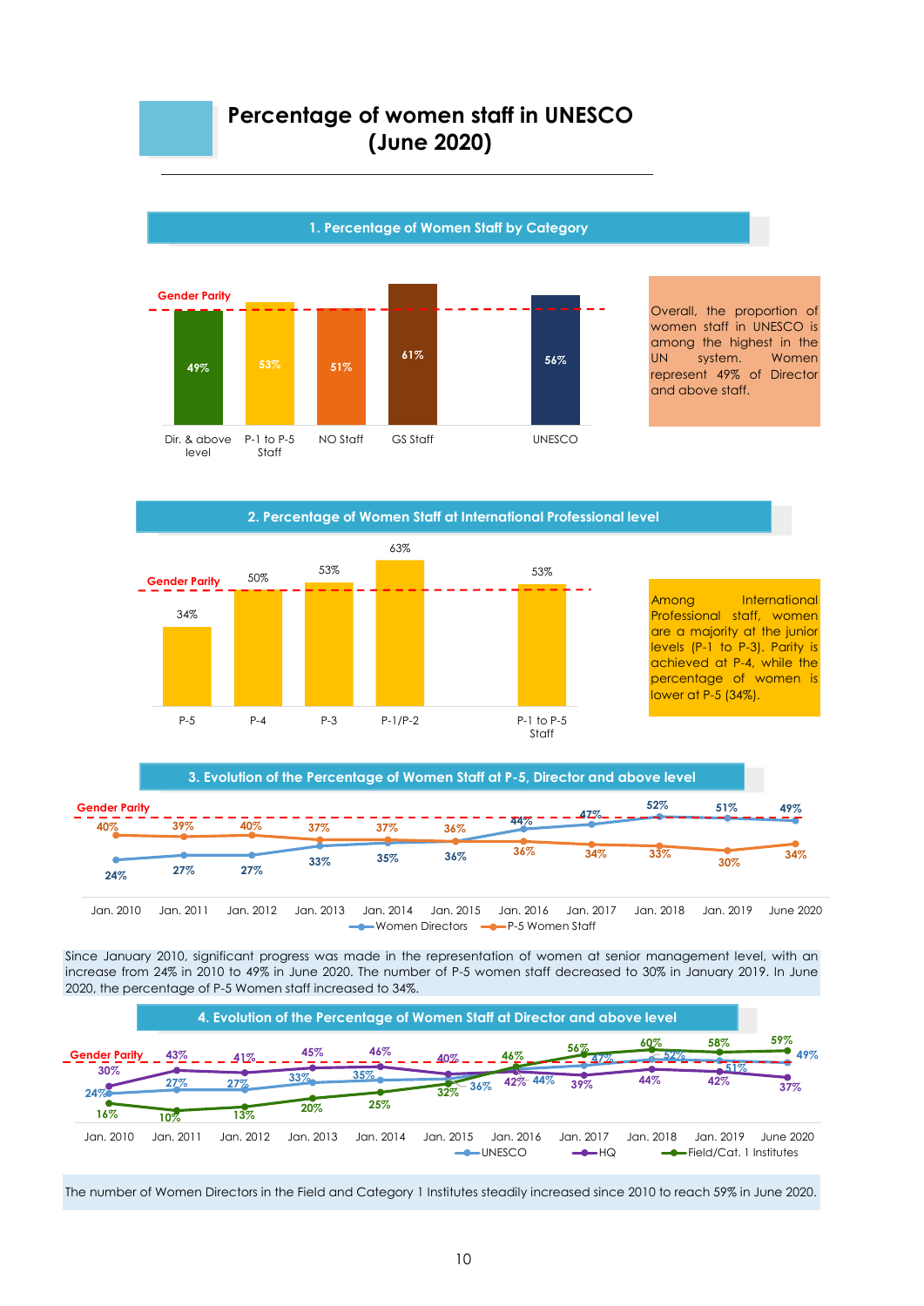# Percentage of women staff in UNESCO (June 2020)

## 1. Percentage of Women Staff by Category

| Category | Percentage |
|---|---|
| Dir. & above level | 49% |
| P-1 to P-5 Staff | 53% |
| NO Staff | 51% |
| GS Staff | 61% |
| UNESCO | 56% |

Gender Parity

Overall, the proportion of women staff in UNESCO is among the highest in the UN system. Women represent 49% of Director and above staff.

## 2. Percentage of Women Staff at International Professional level

| Level | Percentage |
|---|---|
| P-5 | 34% |
| P-4 | 50% |
| P-3 | 53% |
| P-1/P-2 | 63% |
| P-1 to P-5 Staff | 53% |

Gender Parity

Among International Professional staff, women are a majority at the junior levels (P-1 to P-3). Parity is achieved at P-4, while the percentage of women is lower at P-5 (34%).

## 3. Evolution of the Percentage of Women Staff at P-5, Director and above level

| | Jan. 2010 | Jan. 2011 | Jan. 2012 | Jan. 2013 | Jan. 2014 | Jan. 2015 | Jan. 2016 | Jan. 2017 | Jan. 2018 | Jan. 2019 | June 2020 |
|---|---|---|---|---|---|---|---|---|---|---|---|
| Women Directors | 24% | 27% | 27% | 33% | 35% | 36% | 44% | 47% | 52% | 51% | 49% |
| P-5 Women Staff | 40% | 39% | 40% | 37% | 37% | 36% | 36% | 34% | 33% | 30% | 34% |

Since January 2010, significant progress was made in the representation of women at senior management level, with an increase from 24% in 2010 to 49% in June 2020. The number of P-5 women staff decreased to 30% in January 2019. In June 2020, the percentage of P-5 Women staff increased to 34%.

## 4. Evolution of the Percentage of Women Staff at Director and above level

| | Jan. 2010 | Jan. 2011 | Jan. 2012 | Jan. 2013 | Jan. 2014 | Jan. 2015 | Jan. 2016 | Jan. 2017 | Jan. 2018 | Jan. 2019 | June 2020 |
|---|---|---|---|---|---|---|---|---|---|---|---|
| UNESCO | 24% | 27% | 27% | 33% | 35% | 36% | 44% | 47% | 52% | 51% | 49% |
| HQ | 30% | 43% | 41% | 45% | 46% | 40% | 42% | 39% | 44% | 42% | 37% |
| Field/Cat. 1 Institutes | 16% | 10% | 13% | 20% | 25% | 32% | 46% | 56% | 60% | 58% | 59% |

The number of Women Directors in the Field and Category 1 Institutes steadily increased since 2010 to reach 59% in June 2020.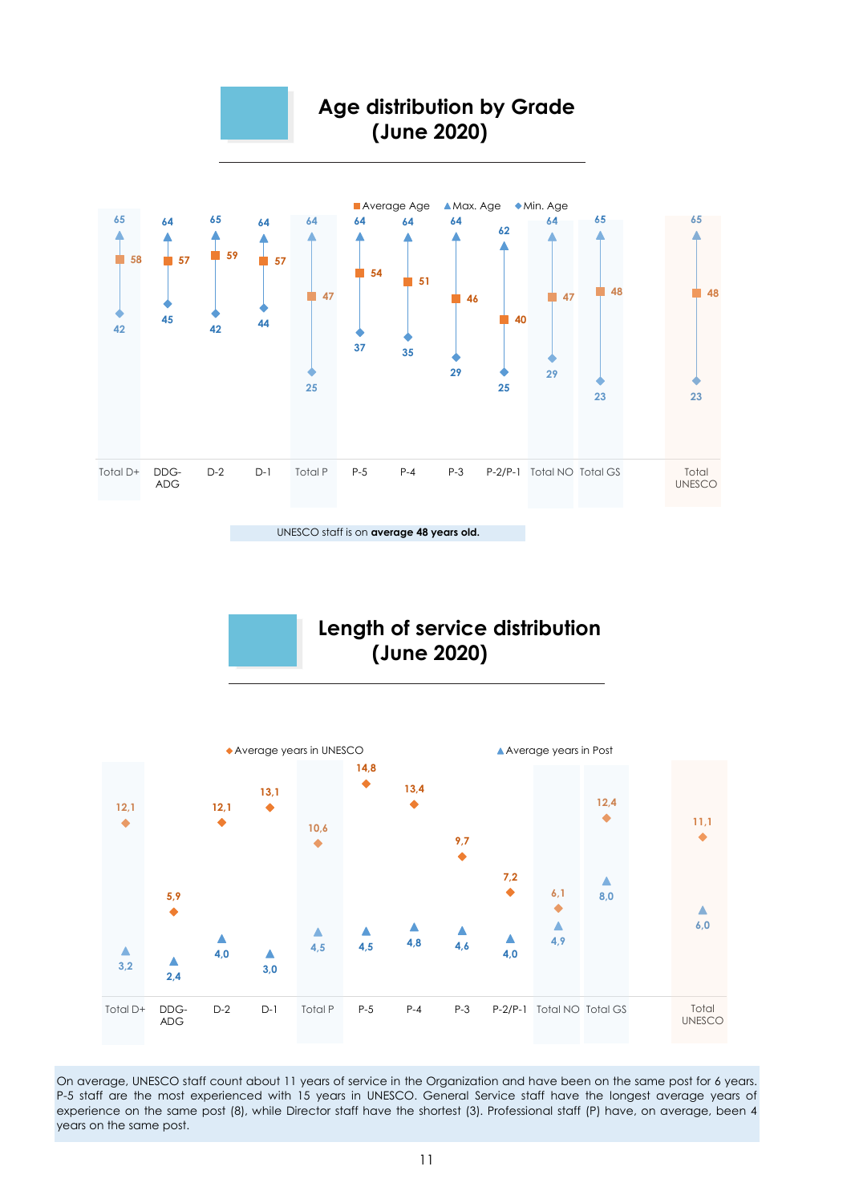## Age distribution by Grade (June 2020)

| | Total D+ | DDG-ADG | D-2 | D-1 | Total P | P-5 | P-4 | P-3 | P-2/P-1 | Total NO | Total GS | Total UNESCO |
|---|---|---|---|---|---|---|---|---|---|---|---|---|
| Max. Age | 65 | 64 | 65 | 64 | 64 | 64 | 64 | 64 | 62 | 64 | 65 | 65 |
| Average Age | 58 | 57 | 59 | 57 | 47 | 54 | 51 | 46 | 40 | 47 | 48 | 48 |
| Min. Age | 42 | 45 | 42 | 44 | 25 | 37 | 35 | 29 | 25 | 29 | 23 | 23 |

UNESCO staff is on **average 48 years old.**

## Length of service distribution (June 2020)

| | Total D+ | DDG-ADG | D-2 | D-1 | Total P | P-5 | P-4 | P-3 | P-2/P-1 | Total NO | Total GS | Total UNESCO |
|---|---|---|---|---|---|---|---|---|---|---|---|---|
| Average years in UNESCO | 12,1 | 5,9 | 12,1 | 13,1 | 10,6 | 14,8 | 13,4 | 9,7 | 7,2 | 6,1 | 12,4 | 11,1 |
| Average years in Post | 3,2 | 2,4 | 4,0 | 3,0 | 4,5 | 4,5 | 4,8 | 4,6 | 4,0 | 4,9 | 8,0 | 6,0 |

On average, UNESCO staff count about 11 years of service in the Organization and have been on the same post for 6 years. P-5 staff are the most experienced with 15 years in UNESCO. General Service staff have the longest average years of experience on the same post (8), while Director staff have the shortest (3). Professional staff (P) have, on average, been 4 years on the same post.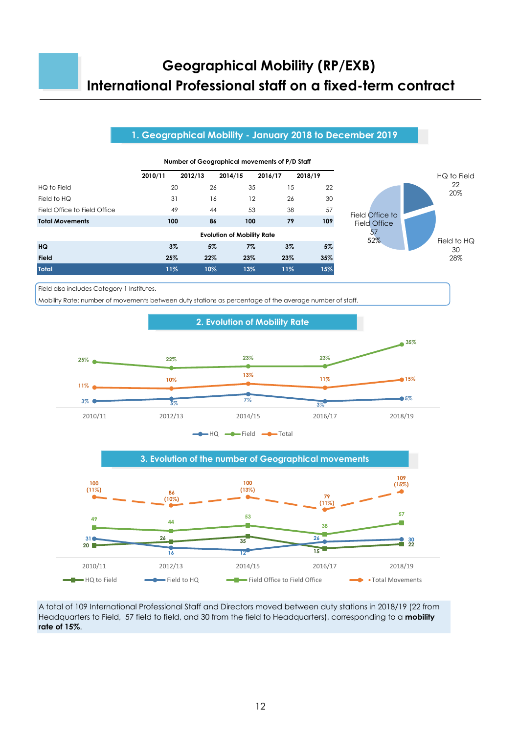# Geographical Mobility (RP/EXB)
# International Professional staff on a fixed-term contract

## 1. Geographical Mobility - January 2018 to December 2019

Number of Geographical movements of P/D Staff

| | 2010/11 | 2012/13 | 2014/15 | 2016/17 | 2018/19 |
|---|---|---|---|---|---|
| HQ to Field | 20 | 26 | 35 | 15 | 22 |
| Field to HQ | 31 | 16 | 12 | 26 | 30 |
| Field Office to Field Office | 49 | 44 | 53 | 38 | 57 |
| **Total Movements** | **100** | **86** | **100** | **79** | **109** |

Evolution of Mobility Rate

| | 2010/11 | 2012/13 | 2014/15 | 2016/17 | 2018/19 |
|---|---|---|---|---|---|
| **HQ** | **3%** | **5%** | **7%** | **3%** | **5%** |
| **Field** | **25%** | **22%** | **23%** | **23%** | **35%** |
| **Total** | **11%** | **10%** | **13%** | **11%** | **15%** |

HQ to Field 22 20%; Field to HQ 30 28%; Field Office to Field Office 57 52%

Field also includes Category 1 Institutes.

Mobility Rate: number of movements between duty stations as percentage of the average number of staff.

## 2. Evolution of Mobility Rate

| | 2010/11 | 2012/13 | 2014/15 | 2016/17 | 2018/19 |
|---|---|---|---|---|---|
| HQ | 3% | 5% | 7% | 3% | 5% |
| Field | 25% | 22% | 23% | 23% | 35% |
| Total | 11% | 10% | 13% | 11% | 15% |

## 3. Evolution of the number of Geographical movements

| | 2010/11 | 2012/13 | 2014/15 | 2016/17 | 2018/19 |
|---|---|---|---|---|---|
| HQ to Field | 20 | 26 | 35 | 15 | 22 |
| Field to HQ | 31 | 16 | 12 | 26 | 30 |
| Field Office to Field Office | 49 | 44 | 53 | 38 | 57 |
| Total Movements | 100 (11%) | 86 (10%) | 100 (13%) | 79 (11%) | 109 (15%) |

A total of 109 International Professional Staff and Directors moved between duty stations in 2018/19 (22 from Headquarters to Field, 57 field to field, and 30 from the field to Headquarters), corresponding to a **mobility rate of 15%.**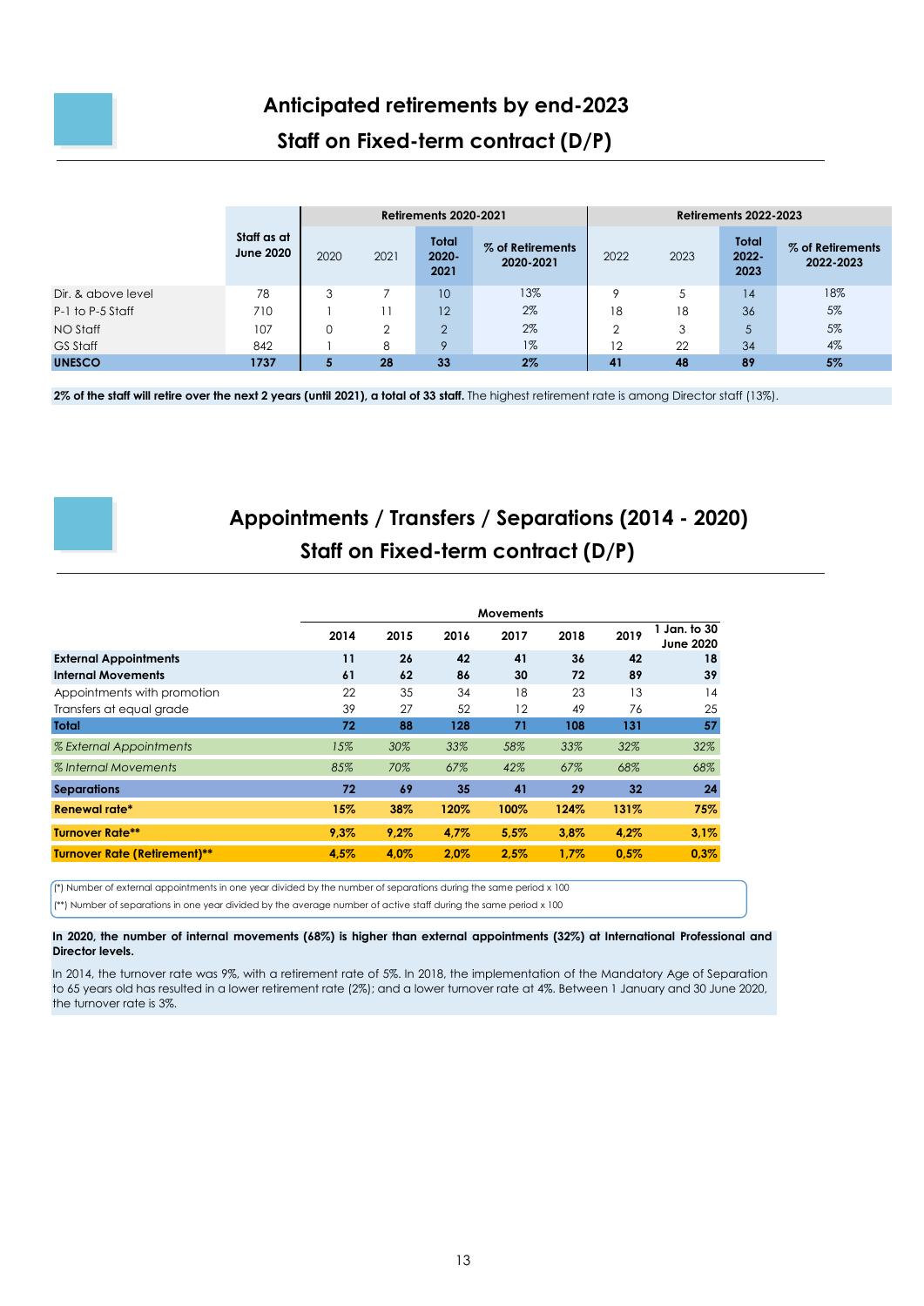## Anticipated retirements by end-2023

### Staff on Fixed-term contract (D/P)

| | Staff as at June 2020 | Retirements 2020-2021 | | | | Retirements 2022-2023 | | | |
|---|---|---|---|---|---|---|---|---|---|
| | | 2020 | 2021 | Total 2020-2021 | % of Retirements 2020-2021 | 2022 | 2023 | Total 2022-2023 | % of Retirements 2022-2023 |
| Dir. & above level | 78 | 3 | 7 | 10 | 13% | 9 | 5 | 14 | 18% |
| P-1 to P-5 Staff | 710 | 1 | 11 | 12 | 2% | 18 | 18 | 36 | 5% |
| NO Staff | 107 | 0 | 2 | 2 | 2% | 2 | 3 | 5 | 5% |
| GS Staff | 842 | 1 | 8 | 9 | 1% | 12 | 22 | 34 | 4% |
| **UNESCO** | **1737** | **5** | **28** | **33** | **2%** | **41** | **48** | **89** | **5%** |

**2% of the staff will retire over the next 2 years (until 2021), a total of 33 staff.** The highest retirement rate is among Director staff (13%).

## Appointments / Transfers / Separations (2014 - 2020)

### Staff on Fixed-term contract (D/P)

| | Movements | | | | | | |
|---|---|---|---|---|---|---|---|
| | 2014 | 2015 | 2016 | 2017 | 2018 | 2019 | 1 Jan. to 30 June 2020 |
| **External Appointments** | **11** | **26** | **42** | **41** | **36** | **42** | **18** |
| **Internal Movements** | **61** | **62** | **86** | **30** | **72** | **89** | **39** |
| Appointments with promotion | 22 | 35 | 34 | 18 | 23 | 13 | 14 |
| Transfers at equal grade | 39 | 27 | 52 | 12 | 49 | 76 | 25 |
| **Total** | **72** | **88** | **128** | **71** | **108** | **131** | **57** |
| *% External Appointments* | *15%* | *30%* | *33%* | *58%* | *33%* | *32%* | *32%* |
| *% Internal Movements* | *85%* | *70%* | *67%* | *42%* | *67%* | *68%* | *68%* |
| **Separations** | **72** | **69** | **35** | **41** | **29** | **32** | **24** |
| **Renewal rate*** | **15%** | **38%** | **120%** | **100%** | **124%** | **131%** | **75%** |
| **Turnover Rate**** | **9,3%** | **9,2%** | **4,7%** | **5,5%** | **3,8%** | **4,2%** | **3,1%** |
| **Turnover Rate (Retirement)**** | **4,5%** | **4,0%** | **2,0%** | **2,5%** | **1,7%** | **0,5%** | **0,3%** |

(*) Number of external appointments in one year divided by the number of separations during the same period x 100

(**) Number of separations in one year divided by the average number of active staff during the same period x 100

**In 2020, the number of internal movements (68%) is higher than external appointments (32%) at International Professional and Director levels.**

In 2014, the turnover rate was 9%, with a retirement rate of 5%. In 2018, the implementation of the Mandatory Age of Separation to 65 years old has resulted in a lower retirement rate (2%); and a lower turnover rate at 4%. Between 1 January and 30 June 2020, the turnover rate is 3%.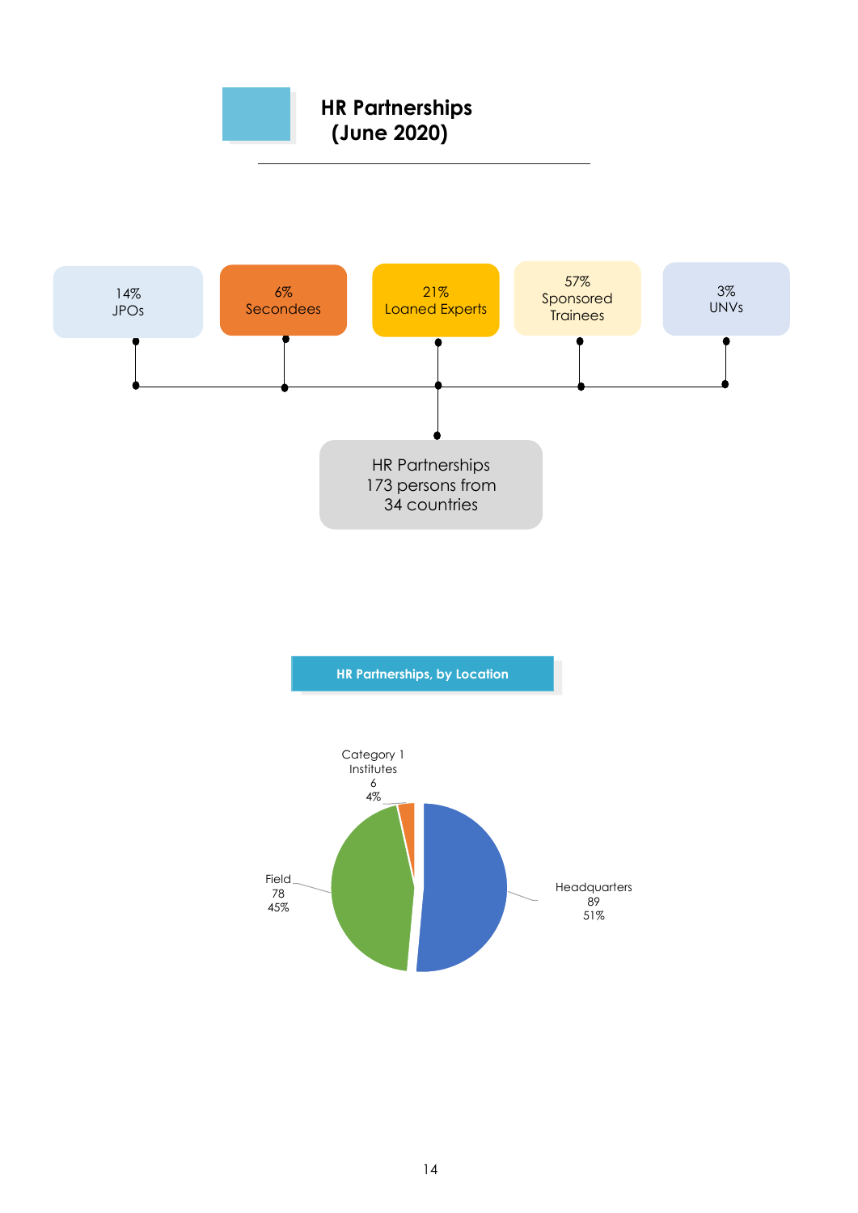## HR Partnerships (June 2020)

14% JPOs

6% Secondees

21% Loaned Experts

57% Sponsored Trainees

3% UNVs

HR Partnerships 173 persons from 34 countries

**HR Partnerships, by Location**

| Location | Number | Percentage |
|---|---|---|
| Headquarters | 89 | 51% |
| Field | 78 | 45% |
| Category 1 Institutes | 6 | 4% |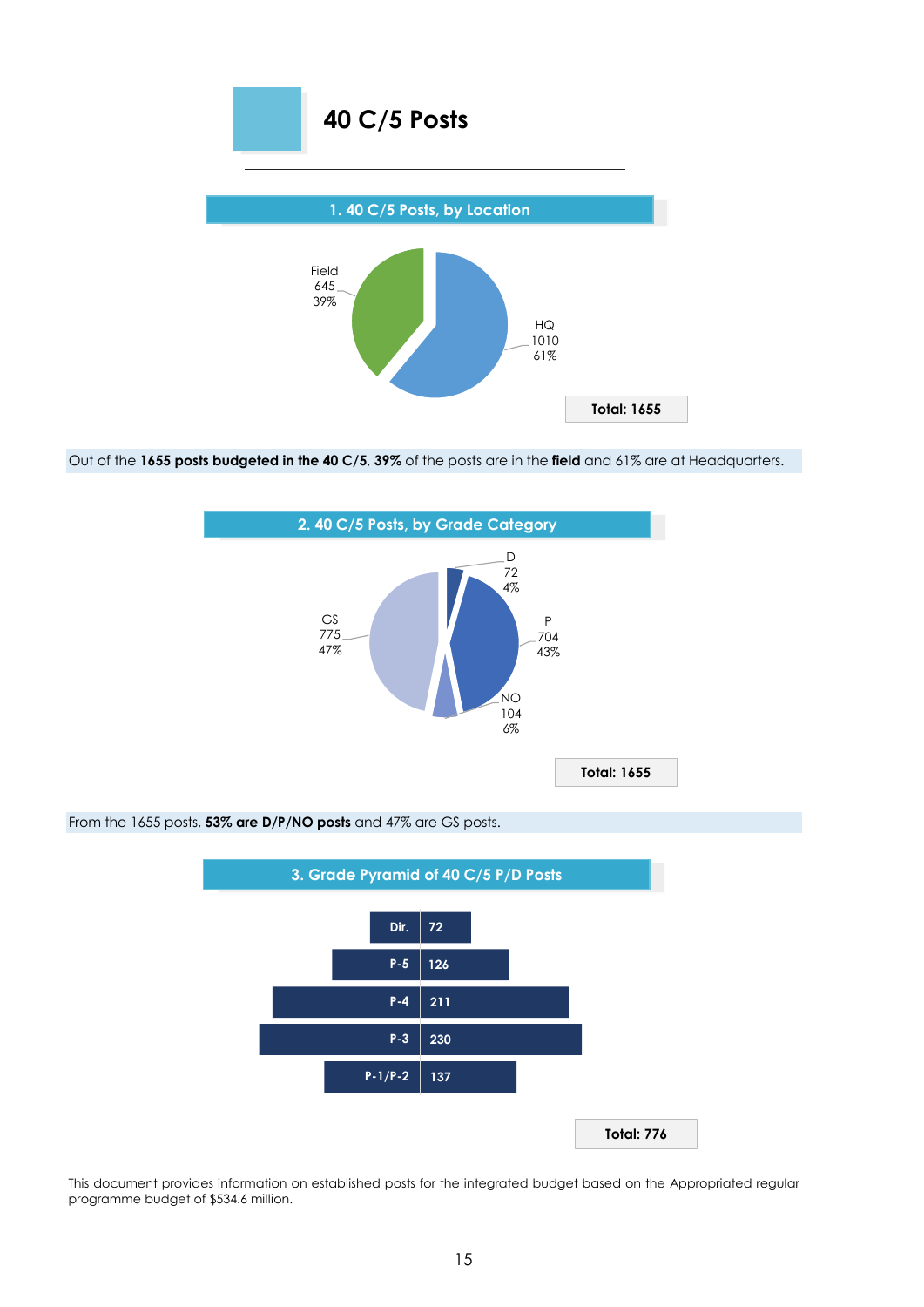# 40 C/5 Posts

## 1. 40 C/5 Posts, by Location

| Location | Posts | % |
|---|---|---|
| HQ | 1010 | 61% |
| Field | 645 | 39% |

**Total: 1655**

Out of the **1655 posts budgeted in the 40 C/5**, **39%** of the posts are in the **field** and 61% are at Headquarters.

## 2. 40 C/5 Posts, by Grade Category

| Grade Category | Posts | % |
|---|---|---|
| D | 72 | 4% |
| P | 704 | 43% |
| NO | 104 | 6% |
| GS | 775 | 47% |

**Total: 1655**

From the 1655 posts, **53% are D/P/NO posts** and 47% are GS posts.

## 3. Grade Pyramid of 40 C/5 P/D Posts

| Grade | Posts |
|---|---|
| Dir. | 72 |
| P-5 | 126 |
| P-4 | 211 |
| P-3 | 230 |
| P-1/P-2 | 137 |

**Total: 776**

This document provides information on established posts for the integrated budget based on the Appropriated regular programme budget of $534.6 million.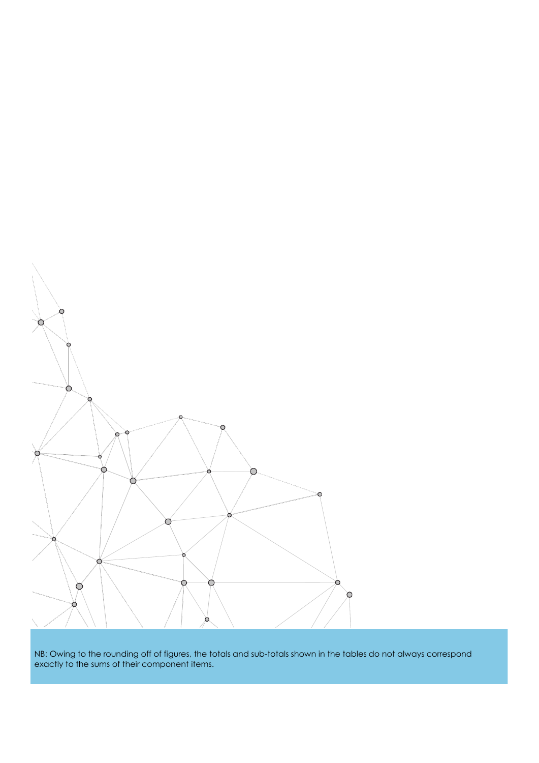NB: Owing to the rounding off of figures, the totals and sub-totals shown in the tables do not always correspond exactly to the sums of their component items.